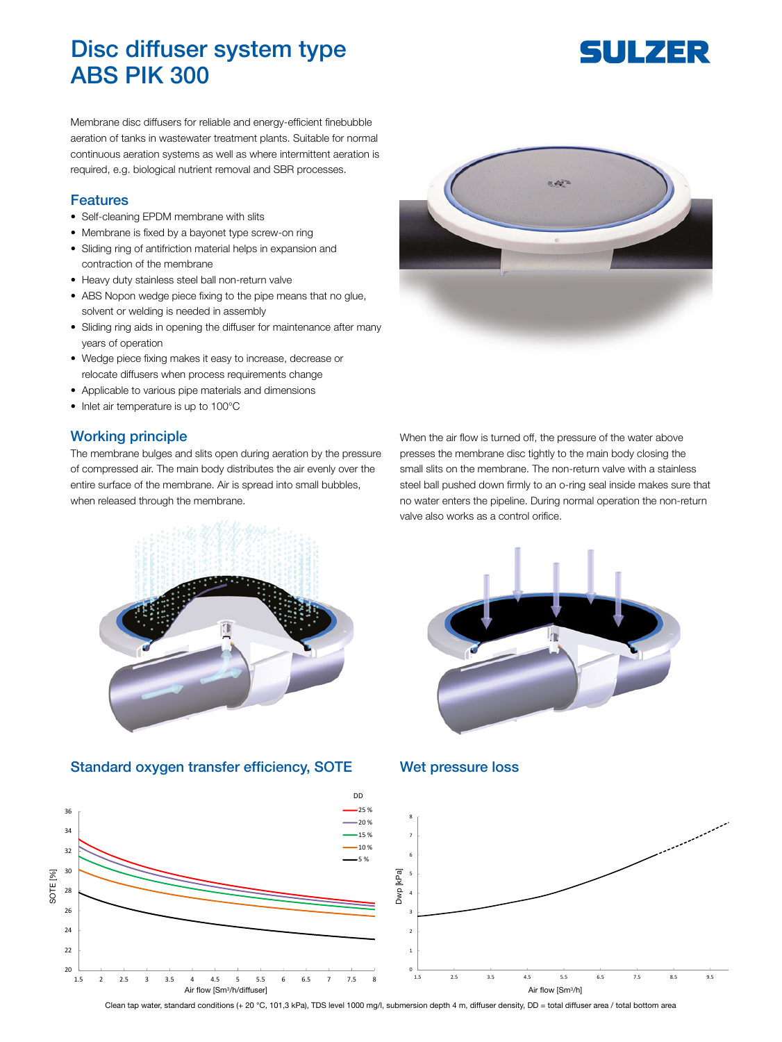# Disc diffuser system type ABS PIK 300

SULZER

Membrane disc diffusers for reliable and energy-efficient finebubble aeration of tanks in wastewater treatment plants. Suitable for normal continuous aeration systems as well as where intermittent aeration is required, e.g. biological nutrient removal and SBR processes.

## Features

- Self-cleaning EPDM membrane with slits
- Membrane is fixed by a bayonet type screw-on ring
- Sliding ring of antifriction material helps in expansion and contraction of the membrane
- Heavy duty stainless steel ball non-return valve
- ABS Nopon wedge piece fixing to the pipe means that no glue, solvent or welding is needed in assembly
- Sliding ring aids in opening the diffuser for maintenance after many years of operation
- Wedge piece fixing makes it easy to increase, decrease or relocate diffusers when process requirements change
- Applicable to various pipe materials and dimensions
- Inlet air temperature is up to 100°C

## Working principle

The membrane bulges and slits open during aeration by the pressure of compressed air. The main body distributes the air evenly over the entire surface of the membrane. Air is spread into small bubbles, when released through the membrane.

When the air flow is turned off, the pressure of the water above presses the membrane disc tightly to the main body closing the small slits on the membrane. The non-return valve with a stainless steel ball pushed down firmly to an o-ring seal inside makes sure that no water enters the pipeline. During normal operation the non-return valve also works as a control orifice.

## Standard oxygen transfer efficiency, SOTE

DD: 25 %, 20 %, 15 %, 10 %, 5 %

SOTE [%] vs. Air flow [Sm³/h/diffuser]

## Wet pressure loss

Dwp [kPa] vs. Air flow [Sm³/h]

Clean tap water, standard conditions (+ 20 °C, 101,3 kPa), TDS level 1000 mg/l, submersion depth 4 m, diffuser density, DD = total diffuser area / total bottom area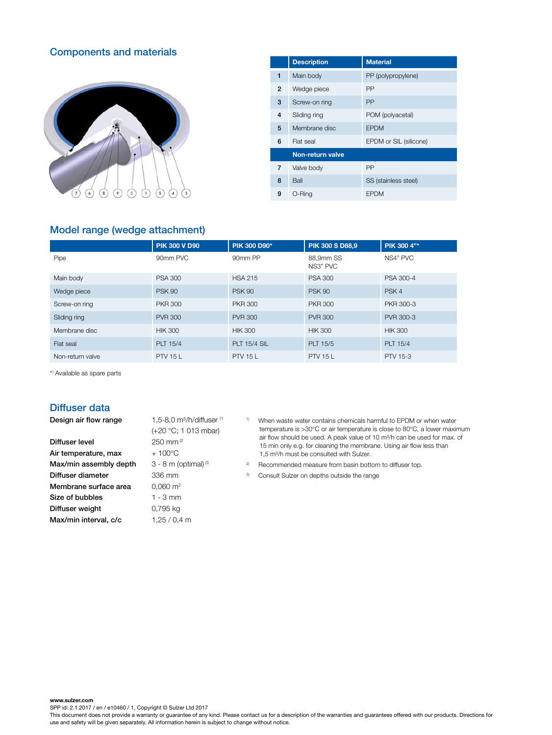## Components and materials

7 6 8 9 2 1 5 4 3

| | Description | Material |
|---|---|---|
| 1 | Main body | PP (polypropylene) |
| 2 | Wedge piece | PP |
| 3 | Screw-on ring | PP |
| 4 | Sliding ring | POM (polyacetal) |
| 5 | Membrane disc | EPDM |
| 6 | Flat seal | EPDM or SIL (silicone) |
| | **Non-return valve** | |
| 7 | Valve body | PP |
| 8 | Ball | SS (stainless steel) |
| 9 | O-Ring | EPDM |

## Model range (wedge attachment)

| | PIK 300 V D90 | PIK 300 D90* | PIK 300 S D88,9 | PIK 300 4"* |
|---|---|---|---|---|
| Pipe | 90mm PVC | 90mm PP | 88,9mm SS<br>NS3" PVC | NS4" PVC |
| Main body | PSA 300 | HSA 215 | PSA 300 | PSA 300-4 |
| Wedge piece | PSK 90 | PSK 90 | PSK 90 | PSK 4 |
| Screw-on ring | PKR 300 | PKR 300 | PKR 300 | PKR 300-3 |
| Sliding ring | PVR 300 | PVR 300 | PVR 300 | PVR 300-3 |
| Membrane disc | HIK 300 | HIK 300 | HIK 300 | HIK 300 |
| Flat seal | PLT 15/4 | PLT 15/4 SIL | PLT 15/5 | PLT 15/4 |
| Non-return valve | PTV 15 L | PTV 15 L | PTV 15 L | PTV 15-3 |

*) Available as spare parts

## Diffuser data

| | |
|---|---|
| **Design air flow range** | 1,5-8,0 $m^3$/h/diffuser [1]<br>(+20 °C; 1 013 mbar) |
| **Diffuser level** | 250 mm [2] |
| **Air temperature, max** | + 100°C |
| **Max/min assembly depth** | 3 - 8 m (optimal) [3] |
| **Diffuser diameter** | 336 mm |
| **Membrane surface area** | 0,060 $m^2$ |
| **Size of bubbles** | 1 - 3 mm |
| **Diffuser weight** | 0,795 kg |
| **Max/min interval, c/c** | 1,25 / 0,4 m |

1) When waste water contains chemicals harmful to EPDM or when water temperature is >30°C or air temperature is close to 80°C, a lower maximum air flow should be used. A peak value of 10 $m^3$/h can be used for max. of 15 min only e.g. for cleaning the membrane. Using air flow less than 1,5 $m^3$/h must be consulted with Sulzer.

2) Recommended measure from basin bottom to diffuser top.

3) Consult Sulzer on depths outside the range

**www.sulzer.com**
SPP id: 2.1.2017 / en / e10460 / 1, Copyright © Sulzer Ltd 2017
This document does not provide a warranty or guarantee of any kind. Please contact us for a description of the warranties and guarantees offered with our products. Directions for use and safety will be given separately. All information herein is subject to change without notice.